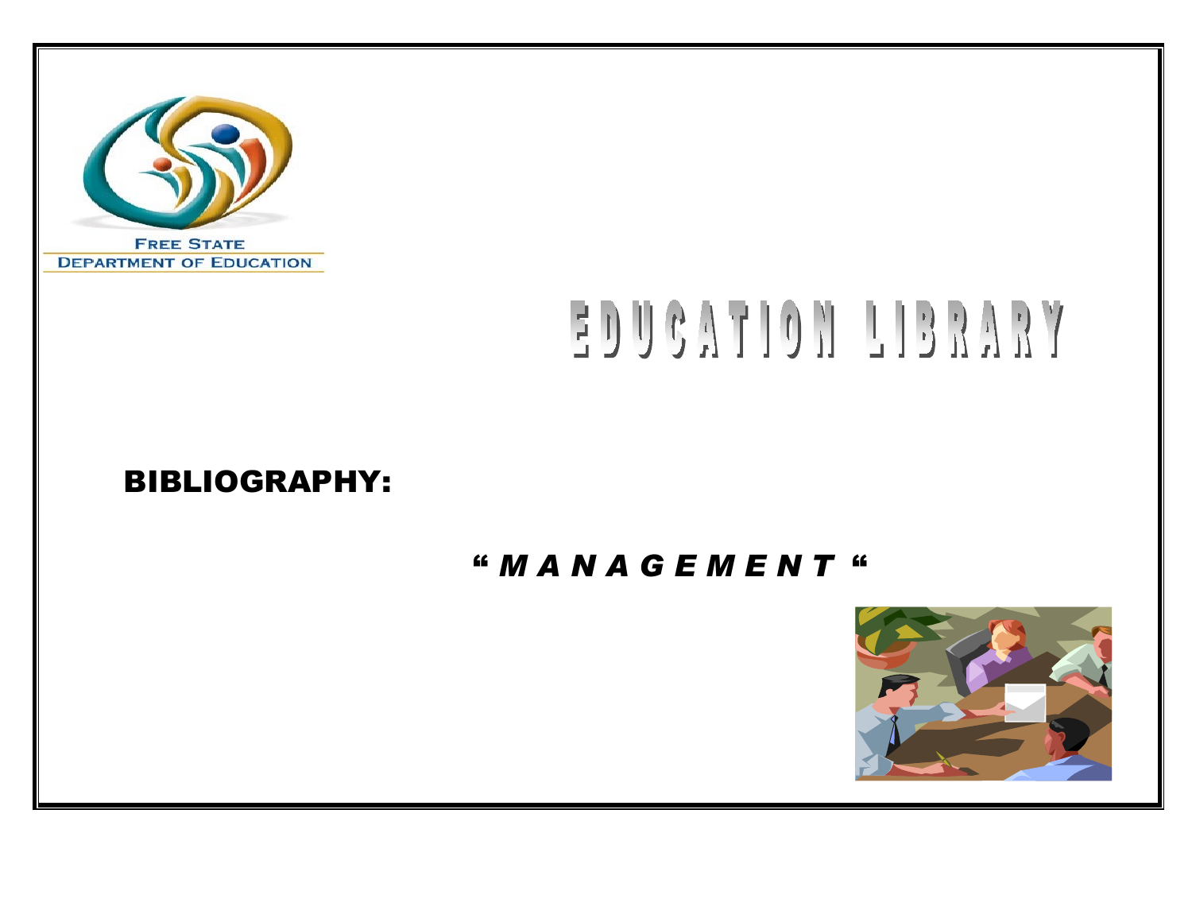FREE STATE
DEPARTMENT OF EDUCATION

# EDUCATION LIBRARY

## BIBLIOGRAPHY:

### *" M A N A G E M E N T "*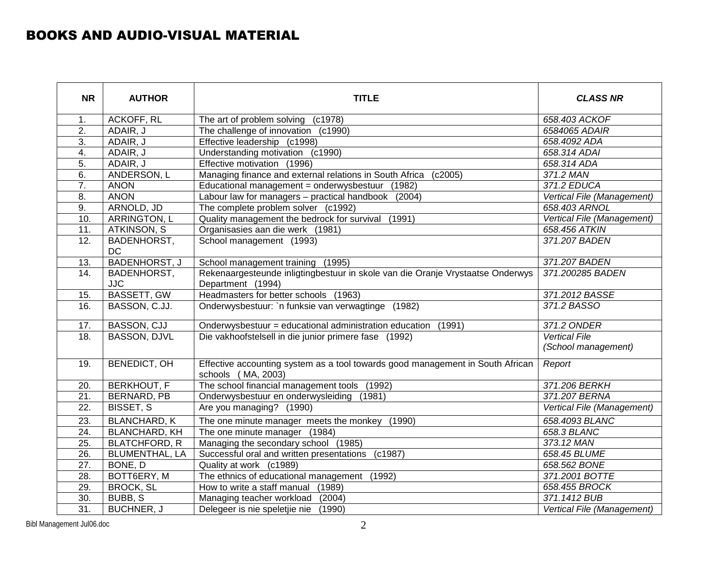# BOOKS AND AUDIO-VISUAL MATERIAL

| NR | AUTHOR | TITLE | *CLASS NR* |
|---|---|---|---|
| 1. | ACKOFF, RL | The art of problem solving (c1978) | *658.403 ACKOF* |
| 2. | ADAIR, J | The challenge of innovation (c1990) | *6584065 ADAIR* |
| 3. | ADAIR, J | Effective leadership (c1998) | *658.4092 ADA* |
| 4. | ADAIR, J | Understanding motivation (c1990) | *658.314 ADAI* |
| 5. | ADAIR, J | Effective motivation (1996) | *658.314 ADA* |
| 6. | ANDERSON, L | Managing finance and external relations in South Africa (c2005) | *371.2 MAN* |
| 7. | ANON | Educational management = onderwysbestuur (1982) | *371.2 EDUCA* |
| 8. | ANON | Labour law for managers – practical handbook (2004) | *Vertical File (Management)* |
| 9. | ARNOLD, JD | The complete problem solver (c1992) | *658.403 ARNOL* |
| 10. | ARRINGTON, L | Quality management the bedrock for survival (1991) | *Vertical File (Management)* |
| 11. | ATKINSON, S | Organisasies aan die werk (1981) | *658.456 ATKIN* |
| 12. | BADENHORST, DC | School management (1993) | *371.207 BADEN* |
| 13. | BADENHORST, J | School management training (1995) | *371.207 BADEN* |
| 14. | BADENHORST, JJC | Rekenaargesteunde inligtingbestuur in skole van die Oranje Vrystaatse Onderwys Department (1994) | *371.200285 BADEN* |
| 15. | BASSETT, GW | Headmasters for better schools (1963) | *371.2012 BASSE* |
| 16. | BASSON, C.JJ. | Onderwysbestuur: \`n funksie van verwagtinge (1982) | *371.2 BASSO* |
| 17. | BASSON, CJJ | Onderwysbestuur = educational administration education (1991) | *371.2 ONDER* |
| 18. | BASSON, DJVL | Die vakhoofstelsell in die junior primere fase (1992) | *Vertical File (School management)* |
| 19. | BENEDICT, OH | Effective accounting system as a tool towards good management in South African schools ( MA, 2003) | *Report* |
| 20. | BERKHOUT, F | The school financial management tools (1992) | *371.206 BERKH* |
| 21. | BERNARD, PB | Onderwysbestuur en onderwysleiding (1981) | *371.207 BERNA* |
| 22. | BISSET, S | Are you managing? (1990) | *Vertical File (Management)* |
| 23. | BLANCHARD, K | The one minute manager meets the monkey (1990) | *658.4093 BLANC* |
| 24. | BLANCHARD, KH | The one minute manager (1984) | *658.3 BLANC* |
| 25. | BLATCHFORD, R | Managing the secondary school (1985) | *373.12 MAN* |
| 26. | BLUMENTHAL, LA | Successful oral and written presentations (c1987) | *658.45 BLUME* |
| 27. | BONE, D | Quality at work (c1989) | *658.562 BONE* |
| 28. | BOTT6ERY, M | The ethnics of educational management (1992) | *371.2001 BOTTE* |
| 29. | BROCK, SL | How to write a staff manual (1989) | *658.455 BROCK* |
| 30. | BUBB, S | Managing teacher workload (2004) | *371.1412 BUB* |
| 31. | BUCHNER, J | Delegeer is nie speletjie nie (1990) | *Vertical File (Management)* |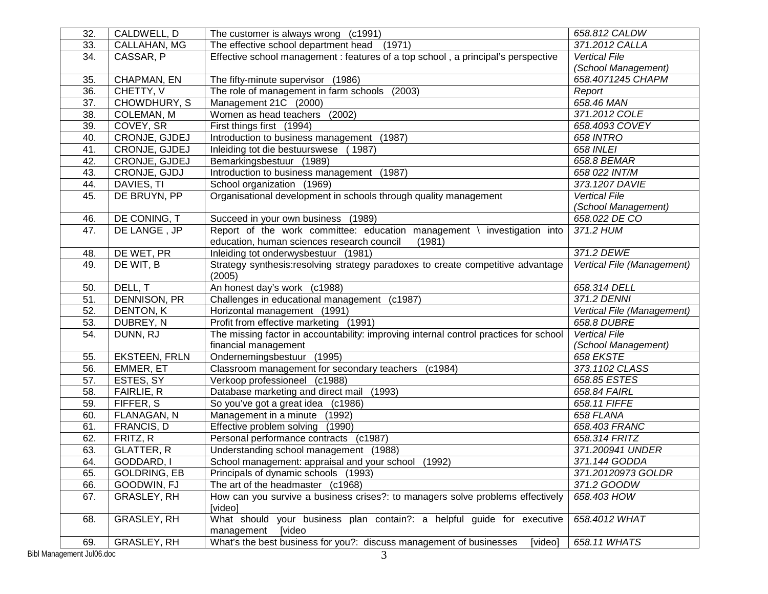| 32. | CALDWELL, D | The customer is always wrong (c1991) | *658.812 CALDW* |
|---|---|---|---|
| 33. | CALLAHAN, MG | The effective school department head (1971) | *371.2012 CALLA* |
| 34. | CASSAR, P | Effective school management : features of a top school , a principal's perspective | *Vertical File (School Management)* |
| 35. | CHAPMAN, EN | The fifty-minute supervisor (1986) | *658.4071245 CHAPM* |
| 36. | CHETTY, V | The role of management in farm schools (2003) | *Report* |
| 37. | CHOWDHURY, S | Management 21C (2000) | *658.46 MAN* |
| 38. | COLEMAN, M | Women as head teachers (2002) | *371.2012 COLE* |
| 39. | COVEY, SR | First things first (1994) | *658.4093 COVEY* |
| 40. | CRONJE, GJDEJ | Introduction to business management (1987) | *658 INTRO* |
| 41. | CRONJE, GJDEJ | Inleiding tot die bestuurswese ( 1987) | *658 INLEI* |
| 42. | CRONJE, GJDEJ | Bemarkingsbestuur (1989) | *658.8 BEMAR* |
| 43. | CRONJE, GJDJ | Introduction to business management (1987) | *658 022 INT/M* |
| 44. | DAVIES, TI | School organization (1969) | *373.1207 DAVIE* |
| 45. | DE BRUYN, PP | Organisational development in schools through quality management | *Vertical File (School Management)* |
| 46. | DE CONING, T | Succeed in your own business (1989) | *658.022 DE CO* |
| 47. | DE LANGE , JP | Report of the work committee: education management \ investigation into education, human sciences research council (1981) | *371.2 HUM* |
| 48. | DE WET, PR | Inleiding tot onderwysbestuur (1981) | *371.2 DEWE* |
| 49. | DE WIT, B | Strategy synthesis:resolving strategy paradoxes to create competitive advantage (2005) | *Vertical File (Management)* |
| 50. | DELL, T | An honest day's work (c1988) | *658.314 DELL* |
| 51. | DENNISON, PR | Challenges in educational management (c1987) | *371.2 DENNI* |
| 52. | DENTON, K | Horizontal management (1991) | *Vertical File (Management)* |
| 53. | DUBREY, N | Profit from effective marketing (1991) | *658.8 DUBRE* |
| 54. | DUNN, RJ | The missing factor in accountability: improving internal control practices for school financial management | *Vertical File (School Management)* |
| 55. | EKSTEEN, FRLN | Ondernemingsbestuur (1995) | *658 EKSTE* |
| 56. | EMMER, ET | Classroom management for secondary teachers (c1984) | *373.1102 CLASS* |
| 57. | ESTES, SY | Verkoop professioneel (c1988) | *658.85 ESTES* |
| 58. | FAIRLIE, R | Database marketing and direct mail (1993) | *658.84 FAIRL* |
| 59. | FIFFER, S | So you've got a great idea (c1986) | *658.11 FIFFE* |
| 60. | FLANAGAN, N | Management in a minute (1992) | *658 FLANA* |
| 61. | FRANCIS, D | Effective problem solving (1990) | *658.403 FRANC* |
| 62. | FRITZ, R | Personal performance contracts (c1987) | *658.314 FRITZ* |
| 63. | GLATTER, R | Understanding school management (1988) | *371.200941 UNDER* |
| 64. | GODDARD, I | School management: appraisal and your school (1992) | *371.144 GODDA* |
| 65. | GOLDRING, EB | Principals of dynamic schools (1993) | *371.20120973 GOLDR* |
| 66. | GOODWIN, FJ | The art of the headmaster (c1968) | *371.2 GOODW* |
| 67. | GRASLEY, RH | How can you survive a business crises?: to managers solve problems effectively [video] | *658.403 HOW* |
| 68. | GRASLEY, RH | What should your business plan contain?: a helpful guide for executive management [video | *658.4012 WHAT* |
| 69. | GRASLEY, RH | What's the best business for you?: discuss management of businesses [video] | *658.11 WHATS* |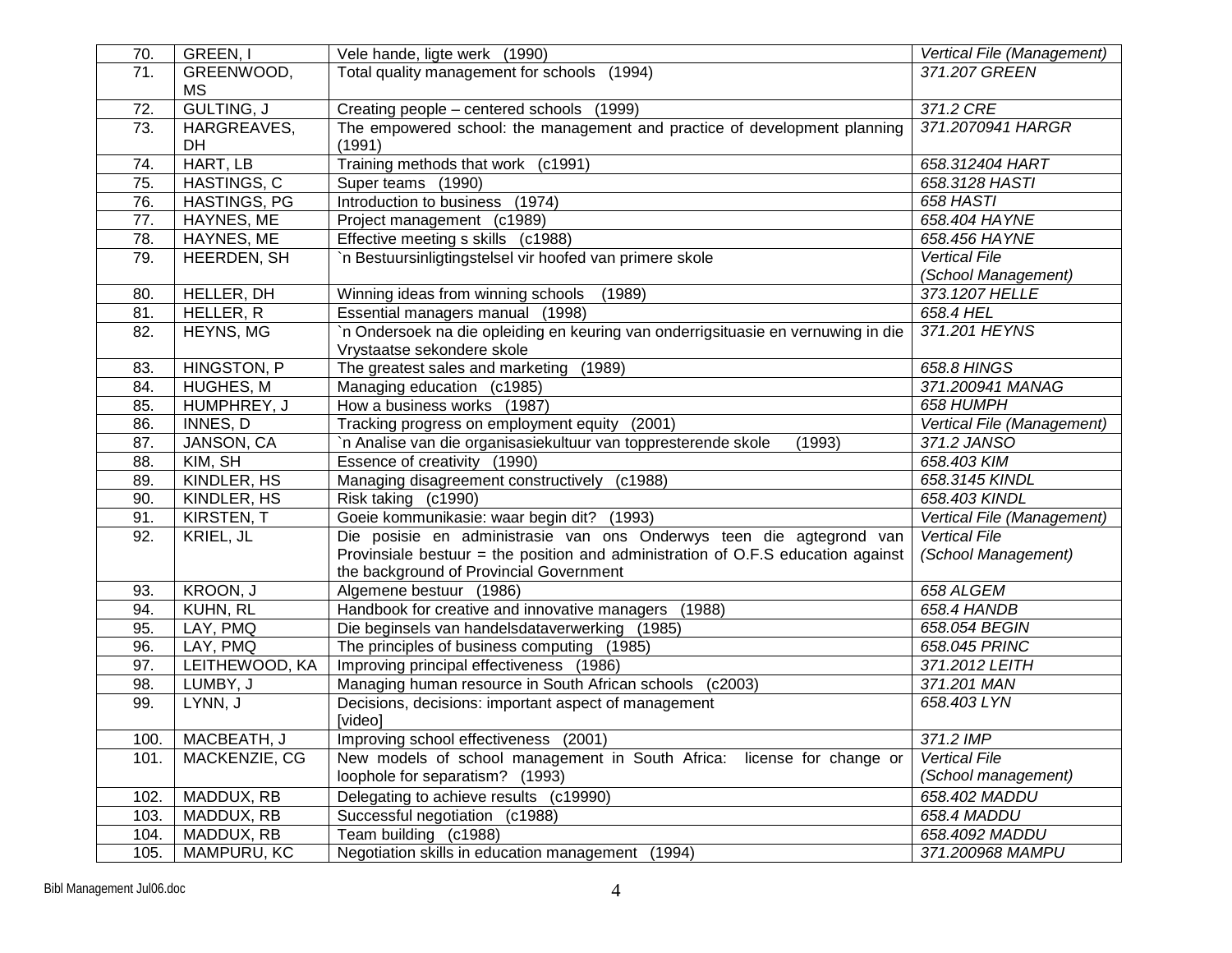| 70. | GREEN, I | Vele hande, ligte werk (1990) | *Vertical File (Management)* |
|---|---|---|---|
| 71. | GREENWOOD, MS | Total quality management for schools (1994) | *371.207 GREEN* |
| 72. | GULTING, J | Creating people – centered schools (1999) | *371.2 CRE* |
| 73. | HARGREAVES, DH | The empowered school: the management and practice of development planning (1991) | *371.2070941 HARGR* |
| 74. | HART, LB | Training methods that work (c1991) | *658.312404 HART* |
| 75. | HASTINGS, C | Super teams (1990) | *658.3128 HASTI* |
| 76. | HASTINGS, PG | Introduction to business (1974) | *658 HASTI* |
| 77. | HAYNES, ME | Project management (c1989) | *658.404 HAYNE* |
| 78. | HAYNES, ME | Effective meeting s skills (c1988) | *658.456 HAYNE* |
| 79. | HEERDEN, SH | `n Bestuursinligtingstelsel vir hoofed van primere skole | *Vertical File (School Management)* |
| 80. | HELLER, DH | Winning ideas from winning schools (1989) | *373.1207 HELLE* |
| 81. | HELLER, R | Essential managers manual (1998) | *658.4 HEL* |
| 82. | HEYNS, MG | `n Ondersoek na die opleiding en keuring van onderrigsituasie en vernuwing in die Vrystaatse sekondere skole | *371.201 HEYNS* |
| 83. | HINGSTON, P | The greatest sales and marketing (1989) | *658.8 HINGS* |
| 84. | HUGHES, M | Managing education (c1985) | *371.200941 MANAG* |
| 85. | HUMPHREY, J | How a business works (1987) | *658 HUMPH* |
| 86. | INNES, D | Tracking progress on employment equity (2001) | *Vertical File (Management)* |
| 87. | JANSON, CA | `n Analise van die organisasiekultuur van toppresterende skole (1993) | *371.2 JANSO* |
| 88. | KIM, SH | Essence of creativity (1990) | *658.403 KIM* |
| 89. | KINDLER, HS | Managing disagreement constructively (c1988) | *658.3145 KINDL* |
| 90. | KINDLER, HS | Risk taking (c1990) | *658.403 KINDL* |
| 91. | KIRSTEN, T | Goeie kommunikasie: waar begin dit? (1993) | *Vertical File (Management)* |
| 92. | KRIEL, JL | Die posisie en administrasie van ons Onderwys teen die agtegrond van Provinsiale bestuur = the position and administration of O.F.S education against the background of Provincial Government | *Vertical File (School Management)* |
| 93. | KROON, J | Algemene bestuur (1986) | *658 ALGEM* |
| 94. | KUHN, RL | Handbook for creative and innovative managers (1988) | *658.4 HANDB* |
| 95. | LAY, PMQ | Die beginsels van handelsdataverwerking (1985) | *658.054 BEGIN* |
| 96. | LAY, PMQ | The principles of business computing (1985) | *658.045 PRINC* |
| 97. | LEITHEWOOD, KA | Improving principal effectiveness (1986) | *371.2012 LEITH* |
| 98. | LUMBY, J | Managing human resource in South African schools (c2003) | *371.201 MAN* |
| 99. | LYNN, J | Decisions, decisions: important aspect of management [video] | *658.403 LYN* |
| 100. | MACBEATH, J | Improving school effectiveness (2001) | *371.2 IMP* |
| 101. | MACKENZIE, CG | New models of school management in South Africa: license for change or loophole for separatism? (1993) | *Vertical File (School management)* |
| 102. | MADDUX, RB | Delegating to achieve results (c19990) | *658.402 MADDU* |
| 103. | MADDUX, RB | Successful negotiation (c1988) | *658.4 MADDU* |
| 104. | MADDUX, RB | Team building (c1988) | *658.4092 MADDU* |
| 105. | MAMPURU, KC | Negotiation skills in education management (1994) | *371.200968 MAMPU* |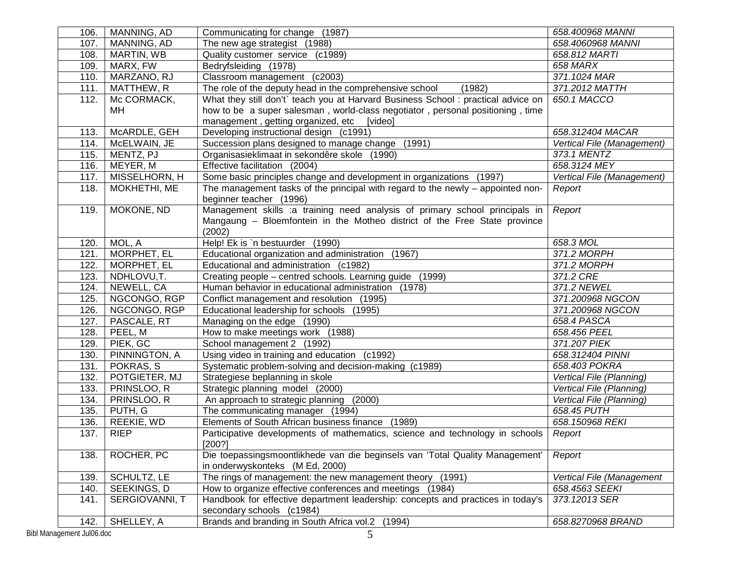| | | | |
|---|---|---|---|
| 106. | MANNING, AD | Communicating for change (1987) | *658.400968 MANNI* |
| 107. | MANNING, AD | The new age strategist (1988) | *658.4060968 MANNI* |
| 108. | MARTIN, WB | Quality customer service (c1989) | *658.812 MARTI* |
| 109. | MARX, FW | Bedryfsleiding (1978) | *658 MARX* |
| 110. | MARZANO, RJ | Classroom management (c2003) | *371.1024 MAR* |
| 111. | MATTHEW, R | The role of the deputy head in the comprehensive school (1982) | *371.2012 MATTH* |
| 112. | Mc CORMACK, MH | What they still don't` teach you at Harvard Business School : practical advice on how to be a super salesman , world-class negotiator , personal positioning , time management , getting organized, etc [video] | *650.1 MACCO* |
| 113. | McARDLE, GEH | Developing instructional design (c1991) | *658.312404 MACAR* |
| 114. | McELWAIN, JE | Succession plans designed to manage change (1991) | *Vertical File (Management)* |
| 115. | MENTZ, PJ | Organisasieklimaat in sekondêre skole (1990) | *373.1 MENTZ* |
| 116. | MEYER, M | Effective facilitation (2004) | *658.3124 MEY* |
| 117. | MISSELHORN, H | Some basic principles change and development in organizations (1997) | *Vertical File (Management)* |
| 118. | MOKHETHI, ME | The management tasks of the principal with regard to the newly – appointed non-beginner teacher (1996) | *Report* |
| 119. | MOKONE, ND | Management skills :a training need analysis of primary school principals in Mangaung – Bloemfontein in the Motheo district of the Free State province (2002) | *Report* |
| 120. | MOL, A | Help! Ek is `n bestuurder (1990) | *658.3 MOL* |
| 121. | MORPHET, EL | Educational organization and administration (1967) | *371.2 MORPH* |
| 122. | MORPHET, EL | Educational and administration (c1982) | *371.2 MORPH* |
| 123. | NDHLOVU,T. | Creating people – centred schools. Learning guide (1999) | *371.2 CRE* |
| 124. | NEWELL, CA | Human behavior in educational administration (1978) | *371.2 NEWEL* |
| 125. | NGCONGO, RGP | Conflict management and resolution (1995) | *371.200968 NGCON* |
| 126. | NGCONGO, RGP | Educational leadership for schools (1995) | *371.200968 NGCON* |
| 127. | PASCALE, RT | Managing on the edge (1990) | *658.4 PASCA* |
| 128. | PEEL, M | How to make meetings work (1988) | *658.456 PEEL* |
| 129. | PIEK, GC | School management 2 (1992) | *371.207 PIEK* |
| 130. | PINNINGTON, A | Using video in training and education (c1992) | *658.312404 PINNI* |
| 131. | POKRAS, S | Systematic problem-solving and decision-making (c1989) | *658.403 POKRA* |
| 132. | POTGIETER, MJ | Strategiese beplanning in skole | *Vertical File (Planning)* |
| 133. | PRINSLOO, R | Strategic planning model (2000) | *Vertical File (Planning)* |
| 134. | PRINSLOO, R | An approach to strategic planning (2000) | *Vertical File (Planning)* |
| 135. | PUTH, G | The communicating manager (1994) | *658.45 PUTH* |
| 136. | REEKIE, WD | Elements of South African business finance (1989) | *658.150968 REKI* |
| 137. | RIEP | Participative developments of mathematics, science and technology in schools [200?] | *Report* |
| 138. | ROCHER, PC | Die toepassingsmoontlikhede van die beginsels van 'Total Quality Management' in onderwyskonteks (M Ed, 2000) | *Report* |
| 139. | SCHULTZ, LE | The rings of management: the new management theory (1991) | *Vertical File (Management* |
| 140. | SEEKINGS, D | How to organize effective conferences and meetings (1984) | *658.4563 SEEKI* |
| 141. | SERGIOVANNI, T | Handbook for effective department leadership: concepts and practices in today's secondary schools (c1984) | *373.12013 SER* |
| 142. | SHELLEY, A | Brands and branding in South Africa vol.2 (1994) | *658.8270968 BRAND* |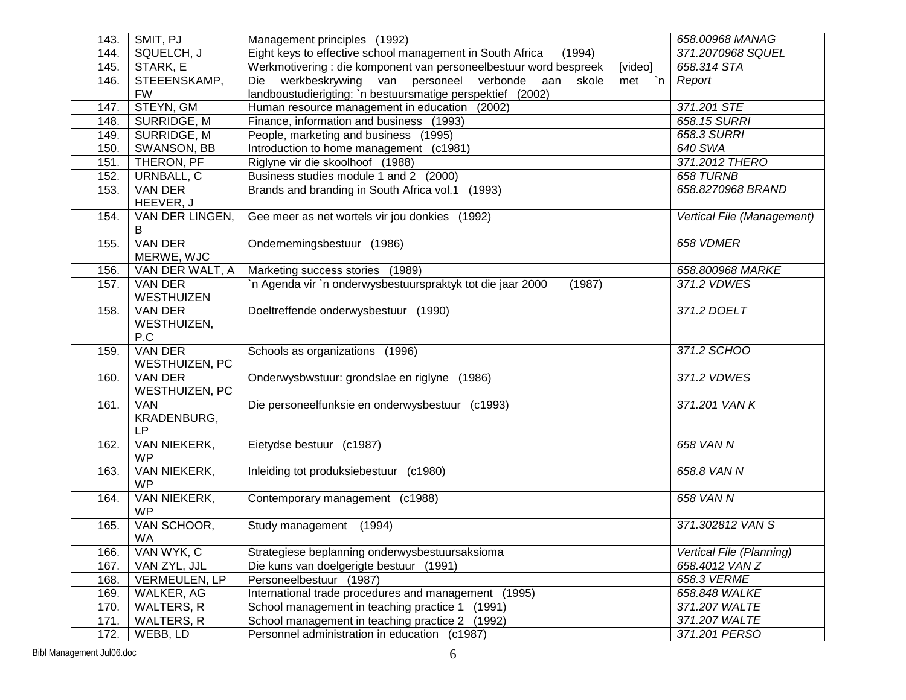| | | | |
|---|---|---|---|
| 143. | SMIT, PJ | Management principles (1992) | *658.00968 MANAG* |
| 144. | SQUELCH, J | Eight keys to effective school management in South Africa (1994) | *371.2070968 SQUEL* |
| 145. | STARK, E | Werkmotivering : die komponent van personeelbestuur word bespreek [video] | *658.314 STA* |
| 146. | STEENSKAMP, FW | Die werkbeskrywing van personeel verbonde aan skole met `n landboustudierigting: `n bestuursmatige perspektief (2002) | *Report* |
| 147. | STEYN, GM | Human resource management in education (2002) | *371.201 STE* |
| 148. | SURRIDGE, M | Finance, information and business (1993) | *658.15 SURRI* |
| 149. | SURRIDGE, M | People, marketing and business (1995) | *658.3 SURRI* |
| 150. | SWANSON, BB | Introduction to home management (c1981) | *640 SWA* |
| 151. | THERON, PF | Riglyne vir die skoolhoof (1988) | *371.2012 THERO* |
| 152. | URNBALL, C | Business studies module 1 and 2 (2000) | *658 TURNB* |
| 153. | VAN DER HEEVER, J | Brands and branding in South Africa vol.1 (1993) | *658.8270968 BRAND* |
| 154. | VAN DER LINGEN, B | Gee meer as net wortels vir jou donkies (1992) | *Vertical File (Management)* |
| 155. | VAN DER MERWE, WJC | Ondernemingsbestuur (1986) | *658 VDMER* |
| 156. | VAN DER WALT, A | Marketing success stories (1989) | *658.800968 MARKE* |
| 157. | VAN DER WESTHUIZEN | `n Agenda vir `n onderwysbestuurspraktyk tot die jaar 2000 (1987) | *371.2 VDWES* |
| 158. | VAN DER WESTHUIZEN, P.C | Doeltreffende onderwysbestuur (1990) | *371.2 DOELT* |
| 159. | VAN DER WESTHUIZEN, PC | Schools as organizations (1996) | *371.2 SCHOO* |
| 160. | VAN DER WESTHUIZEN, PC | Onderwysbwstuur: grondslae en riglyne (1986) | *371.2 VDWES* |
| 161. | VAN KRADENBURG, LP | Die personeelfunksie en onderwysbestuur (c1993) | *371.201 VAN K* |
| 162. | VAN NIEKERK, WP | Eietydse bestuur (c1987) | *658 VAN N* |
| 163. | VAN NIEKERK, WP | Inleiding tot produksiebestuur (c1980) | *658.8 VAN N* |
| 164. | VAN NIEKERK, WP | Contemporary management (c1988) | *658 VAN N* |
| 165. | VAN SCHOOR, WA | Study management (1994) | *371.302812 VAN S* |
| 166. | VAN WYK, C | Strategiese beplanning onderwysbestuursaksioma | *Vertical File (Planning)* |
| 167. | VAN ZYL, JJL | Die kuns van doelgerigte bestuur (1991) | *658.4012 VAN Z* |
| 168. | VERMEULEN, LP | Personeelbestuur (1987) | *658.3 VERME* |
| 169. | WALKER, AG | International trade procedures and management (1995) | *658.848 WALKE* |
| 170. | WALTERS, R | School management in teaching practice 1 (1991) | *371.207 WALTE* |
| 171. | WALTERS, R | School management in teaching practice 2 (1992) | *371.207 WALTE* |
| 172. | WEBB, LD | Personnel administration in education (c1987) | *371.201 PERSO* |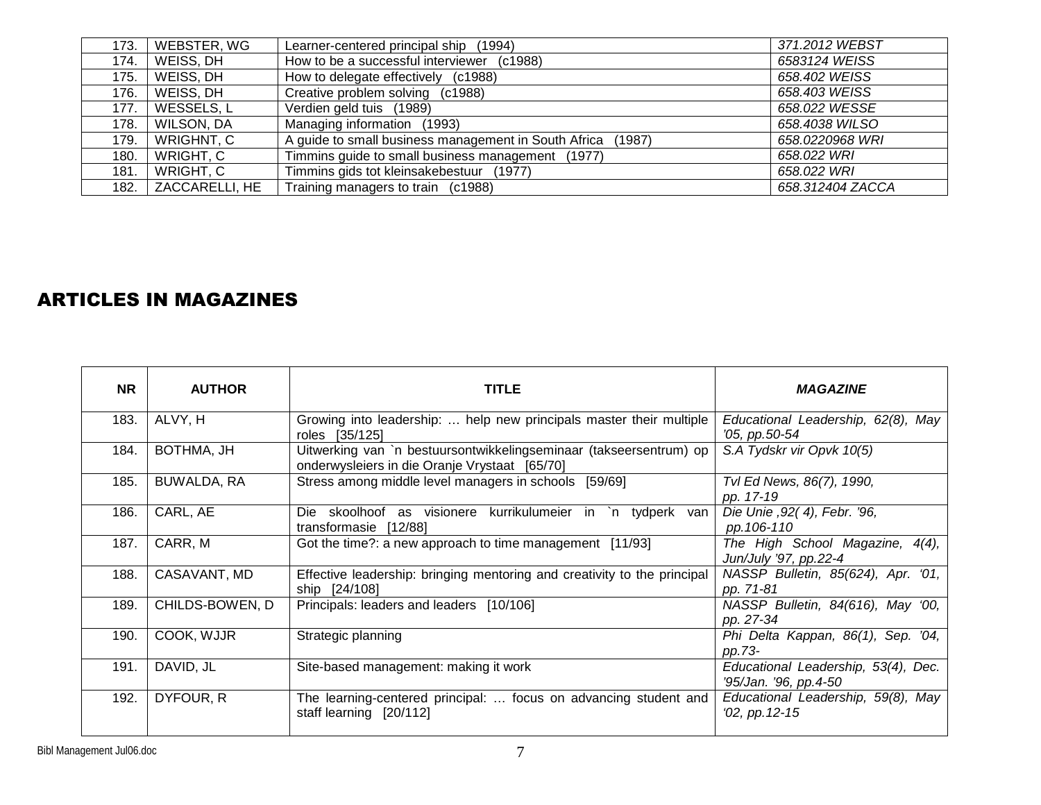| | | | |
|---|---|---|---|
| 173. | WEBSTER, WG | Learner-centered principal ship (1994) | *371.2012 WEBST* |
| 174. | WEISS, DH | How to be a successful interviewer (c1988) | *6583124 WEISS* |
| 175. | WEISS, DH | How to delegate effectively (c1988) | *658.402 WEISS* |
| 176. | WEISS, DH | Creative problem solving (c1988) | *658.403 WEISS* |
| 177. | WESSELS, L | Verdien geld tuis (1989) | *658.022 WESSE* |
| 178. | WILSON, DA | Managing information (1993) | *658.4038 WILSO* |
| 179. | WRIGHNT, C | A guide to small business management in South Africa (1987) | *658.0220968 WRI* |
| 180. | WRIGHT, C | Timmins guide to small business management (1977) | *658.022 WRI* |
| 181. | WRIGHT, C | Timmins gids tot kleinsakebestuur (1977) | *658.022 WRI* |
| 182. | ZACCARELLI, HE | Training managers to train (c1988) | *658.312404 ZACCA* |

## ARTICLES IN MAGAZINES

| NR | AUTHOR | TITLE | *MAGAZINE* |
|---|---|---|---|
| 183. | ALVY, H | Growing into leadership: … help new principals master their multiple roles [35/125] | *Educational Leadership, 62(8), May '05, pp.50-54* |
| 184. | BOTHMA, JH | Uitwerking van `n bestuursontwikkelingseminaar (takseersentrum) op onderwysleiers in die Oranje Vrystaat [65/70] | *S.A Tydskr vir Opvk 10(5)* |
| 185. | BUWALDA, RA | Stress among middle level managers in schools [59/69] | *Tvl Ed News, 86(7), 1990, pp. 17-19* |
| 186. | CARL, AE | Die skoolhoof as visionere kurrikulumeier in `n tydperk van transformasie [12/88] | *Die Unie ,92( 4), Febr. '96, pp.106-110* |
| 187. | CARR, M | Got the time?: a new approach to time management [11/93] | *The High School Magazine, 4(4), Jun/July '97, pp.22-4* |
| 188. | CASAVANT, MD | Effective leadership: bringing mentoring and creativity to the principal ship [24/108] | *NASSP Bulletin, 85(624), Apr. '01, pp. 71-81* |
| 189. | CHILDS-BOWEN, D | Principals: leaders and leaders [10/106] | *NASSP Bulletin, 84(616), May '00, pp. 27-34* |
| 190. | COOK, WJJR | Strategic planning | *Phi Delta Kappan, 86(1), Sep. '04, pp.73-* |
| 191. | DAVID, JL | Site-based management: making it work | *Educational Leadership, 53(4), Dec. '95/Jan. '96, pp.4-50* |
| 192. | DYFOUR, R | The learning-centered principal: … focus on advancing student and staff learning [20/112] | *Educational Leadership, 59(8), May '02, pp.12-15* |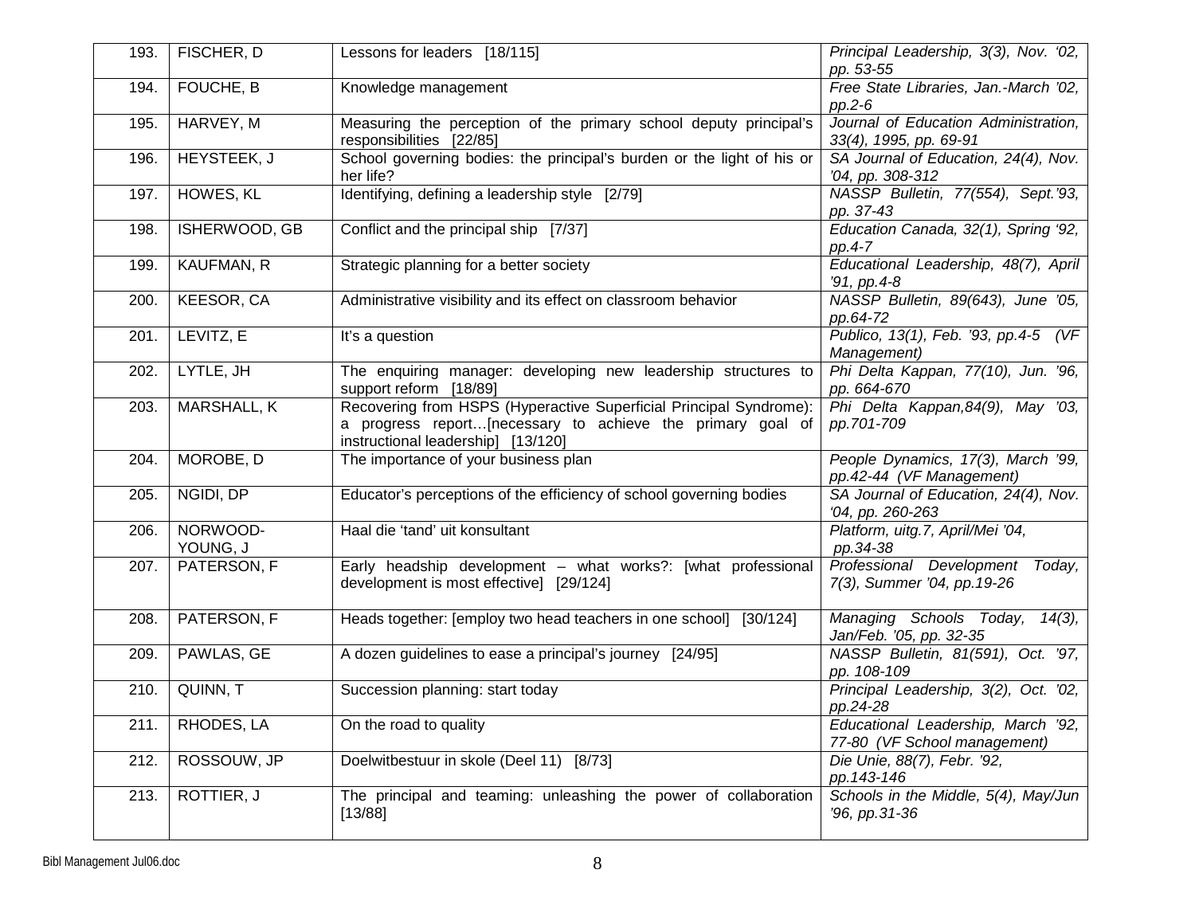| | | | |
|---|---|---|---|
| 193. | FISCHER, D | Lessons for leaders [18/115] | *Principal Leadership, 3(3), Nov. '02, pp. 53-55* |
| 194. | FOUCHE, B | Knowledge management | *Free State Libraries, Jan.-March '02, pp.2-6* |
| 195. | HARVEY, M | Measuring the perception of the primary school deputy principal's responsibilities [22/85] | *Journal of Education Administration, 33(4), 1995, pp. 69-91* |
| 196. | HEYSTEEK, J | School governing bodies: the principal's burden or the light of his or her life? | *SA Journal of Education, 24(4), Nov. '04, pp. 308-312* |
| 197. | HOWES, KL | Identifying, defining a leadership style [2/79] | *NASSP Bulletin, 77(554), Sept.'93, pp. 37-43* |
| 198. | ISHERWOOD, GB | Conflict and the principal ship [7/37] | *Education Canada, 32(1), Spring '92, pp.4-7* |
| 199. | KAUFMAN, R | Strategic planning for a better society | *Educational Leadership, 48(7), April '91, pp.4-8* |
| 200. | KEESOR, CA | Administrative visibility and its effect on classroom behavior | *NASSP Bulletin, 89(643), June '05, pp.64-72* |
| 201. | LEVITZ, E | It's a question | *Publico, 13(1), Feb. '93, pp.4-5 (VF Management)* |
| 202. | LYTLE, JH | The enquiring manager: developing new leadership structures to support reform [18/89] | *Phi Delta Kappan, 77(10), Jun. '96, pp. 664-670* |
| 203. | MARSHALL, K | Recovering from HSPS (Hyperactive Superficial Principal Syndrome): a progress report…[necessary to achieve the primary goal of instructional leadership] [13/120] | *Phi Delta Kappan,84(9), May '03, pp.701-709* |
| 204. | MOROBE, D | The importance of your business plan | *People Dynamics, 17(3), March '99, pp.42-44 (VF Management)* |
| 205. | NGIDI, DP | Educator's perceptions of the efficiency of school governing bodies | *SA Journal of Education, 24(4), Nov. '04, pp. 260-263* |
| 206. | NORWOOD-YOUNG, J | Haal die 'tand' uit konsultant | *Platform, uitg.7, April/Mei '04, pp.34-38* |
| 207. | PATERSON, F | Early headship development – what works?: [what professional development is most effective] [29/124] | *Professional Development Today, 7(3), Summer '04, pp.19-26* |
| 208. | PATERSON, F | Heads together: [employ two head teachers in one school] [30/124] | *Managing Schools Today, 14(3), Jan/Feb. '05, pp. 32-35* |
| 209. | PAWLAS, GE | A dozen guidelines to ease a principal's journey [24/95] | *NASSP Bulletin, 81(591), Oct. '97, pp. 108-109* |
| 210. | QUINN, T | Succession planning: start today | *Principal Leadership, 3(2), Oct. '02, pp.24-28* |
| 211. | RHODES, LA | On the road to quality | *Educational Leadership, March '92, 77-80 (VF School management)* |
| 212. | ROSSOUW, JP | Doelwitbestuur in skole (Deel 11) [8/73] | *Die Unie, 88(7), Febr. '92, pp.143-146* |
| 213. | ROTTIER, J | The principal and teaming: unleashing the power of collaboration [13/88] | *Schools in the Middle, 5(4), May/Jun '96, pp.31-36* |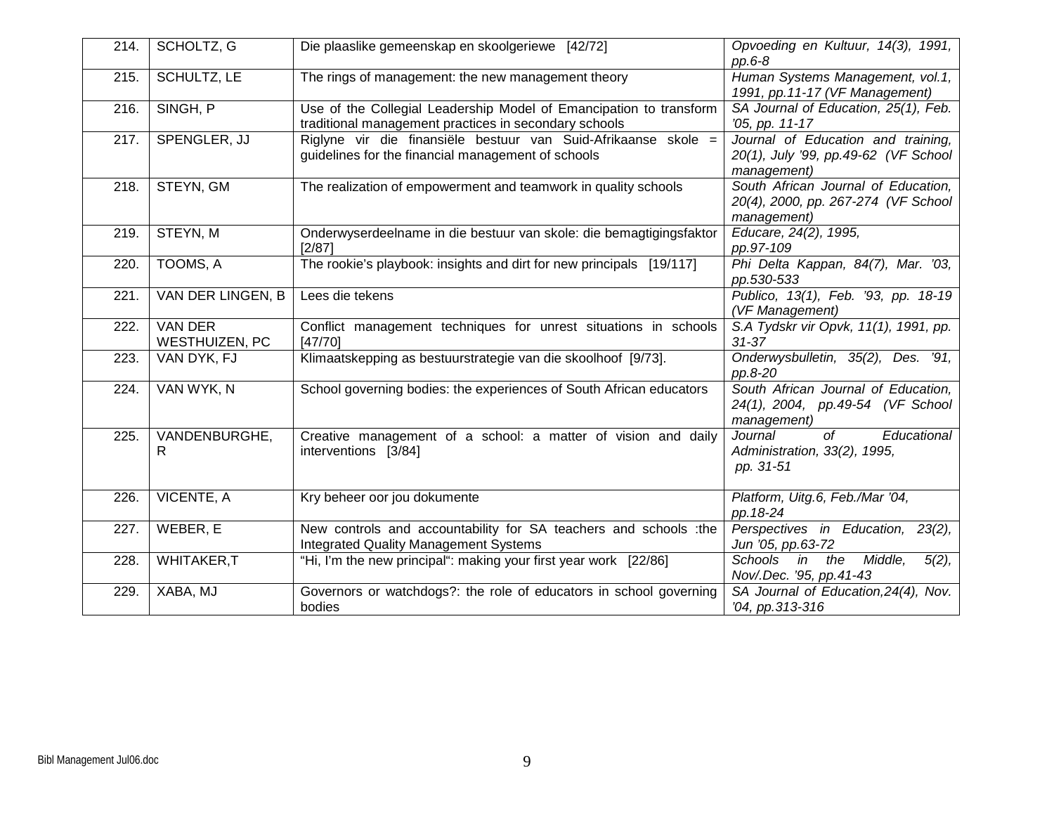| 214. | SCHOLTZ, G | Die plaaslike gemeenskap en skoolgeriewe [42/72] | *Opvoeding en Kultuur, 14(3), 1991, pp.6-8* |
|---|---|---|---|
| 215. | SCHULTZ, LE | The rings of management: the new management theory | *Human Systems Management, vol.1, 1991, pp.11-17 (VF Management)* |
| 216. | SINGH, P | Use of the Collegial Leadership Model of Emancipation to transform traditional management practices in secondary schools | *SA Journal of Education, 25(1), Feb. '05, pp. 11-17* |
| 217. | SPENGLER, JJ | Riglyne vir die finansiële bestuur van Suid-Afrikaanse skole = guidelines for the financial management of schools | *Journal of Education and training, 20(1), July '99, pp.49-62 (VF School management)* |
| 218. | STEYN, GM | The realization of empowerment and teamwork in quality schools | *South African Journal of Education, 20(4), 2000, pp. 267-274 (VF School management)* |
| 219. | STEYN, M | Onderwyserdeelname in die bestuur van skole: die bemagtigingsfaktor [2/87] | *Educare, 24(2), 1995, pp.97-109* |
| 220. | TOOMS, A | The rookie's playbook: insights and dirt for new principals [19/117] | *Phi Delta Kappan, 84(7), Mar. '03, pp.530-533* |
| 221. | VAN DER LINGEN, B | Lees die tekens | *Publico, 13(1), Feb. '93, pp. 18-19 (VF Management)* |
| 222. | VAN DER WESTHUIZEN, PC | Conflict management techniques for unrest situations in schools [47/70] | *S.A Tydskr vir Opvk, 11(1), 1991, pp. 31-37* |
| 223. | VAN DYK, FJ | Klimaatskepping as bestuurstrategie van die skoolhoof [9/73]. | *Onderwysbulletin, 35(2), Des. '91, pp.8-20* |
| 224. | VAN WYK, N | School governing bodies: the experiences of South African educators | *South African Journal of Education, 24(1), 2004, pp.49-54 (VF School management)* |
| 225. | VANDENBURGHE, R | Creative management of a school: a matter of vision and daily interventions [3/84] | *Journal of Educational Administration, 33(2), 1995, pp. 31-51* |
| 226. | VICENTE, A | Kry beheer oor jou dokumente | *Platform, Uitg.6, Feb./Mar '04, pp.18-24* |
| 227. | WEBER, E | New controls and accountability for SA teachers and schools :the Integrated Quality Management Systems | *Perspectives in Education, 23(2), Jun '05, pp.63-72* |
| 228. | WHITAKER,T | "Hi, I'm the new principal": making your first year work [22/86] | *Schools in the Middle, 5(2), Nov/.Dec. '95, pp.41-43* |
| 229. | XABA, MJ | Governors or watchdogs?: the role of educators in school governing bodies | *SA Journal of Education,24(4), Nov. '04, pp.313-316* |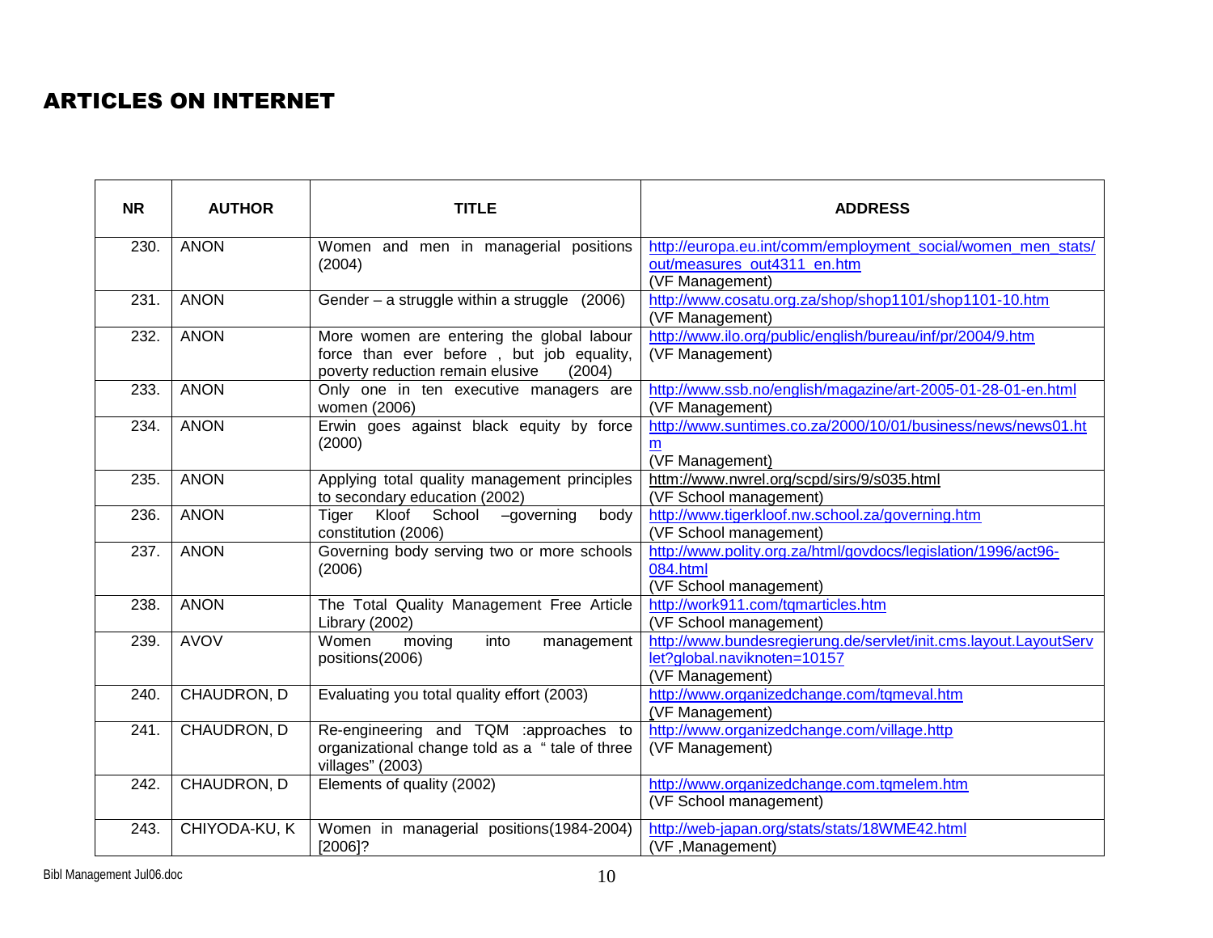# ARTICLES ON INTERNET

| NR | AUTHOR | TITLE | ADDRESS |
|---|---|---|---|
| 230. | ANON | Women and men in managerial positions (2004) | http://europa.eu.int/comm/employment_social/women_men_stats/out/measures_out4311_en.htm (VF Management) |
| 231. | ANON | Gender – a struggle within a struggle (2006) | http://www.cosatu.org.za/shop/shop1101/shop1101-10.htm (VF Management) |
| 232. | ANON | More women are entering the global labour force than ever before , but job equality, poverty reduction remain elusive (2004) | http://www.ilo.org/public/english/bureau/inf/pr/2004/9.htm (VF Management) |
| 233. | ANON | Only one in ten executive managers are women (2006) | http://www.ssb.no/english/magazine/art-2005-01-28-01-en.html (VF Management) |
| 234. | ANON | Erwin goes against black equity by force (2000) | http://www.suntimes.co.za/2000/10/01/business/news/news01.htm (VF Management) |
| 235. | ANON | Applying total quality management principles to secondary education (2002) | httm://www.nwrel.org/scpd/sirs/9/s035.html (VF School management) |
| 236. | ANON | Tiger Kloof School –governing body constitution (2006) | http://www.tigerkloof.nw.school.za/governing.htm (VF School management) |
| 237. | ANON | Governing body serving two or more schools (2006) | http://www.polity.org.za/html/govdocs/legislation/1996/act96-084.html (VF School management) |
| 238. | ANON | The Total Quality Management Free Article Library (2002) | http://work911.com/tqmarticles.htm (VF School management) |
| 239. | AVOV | Women moving into management positions(2006) | http://www.bundesregierung.de/servlet/init.cms.layout.LayoutServlet?global.naviknoten=10157 (VF Management) |
| 240. | CHAUDRON, D | Evaluating you total quality effort (2003) | http://www.organizedchange.com/tqmeval.htm (VF Management) |
| 241. | CHAUDRON, D | Re-engineering and TQM :approaches to organizational change told as a " tale of three villages" (2003) | http://www.organizedchange.com/village.http (VF Management) |
| 242. | CHAUDRON, D | Elements of quality (2002) | http://www.organizedchange.com.tqmelem.htm (VF School management) |
| 243. | CHIYODA-KU, K | Women in managerial positions(1984-2004) [2006]? | http://web-japan.org/stats/stats/18WME42.html (VF ,Management) |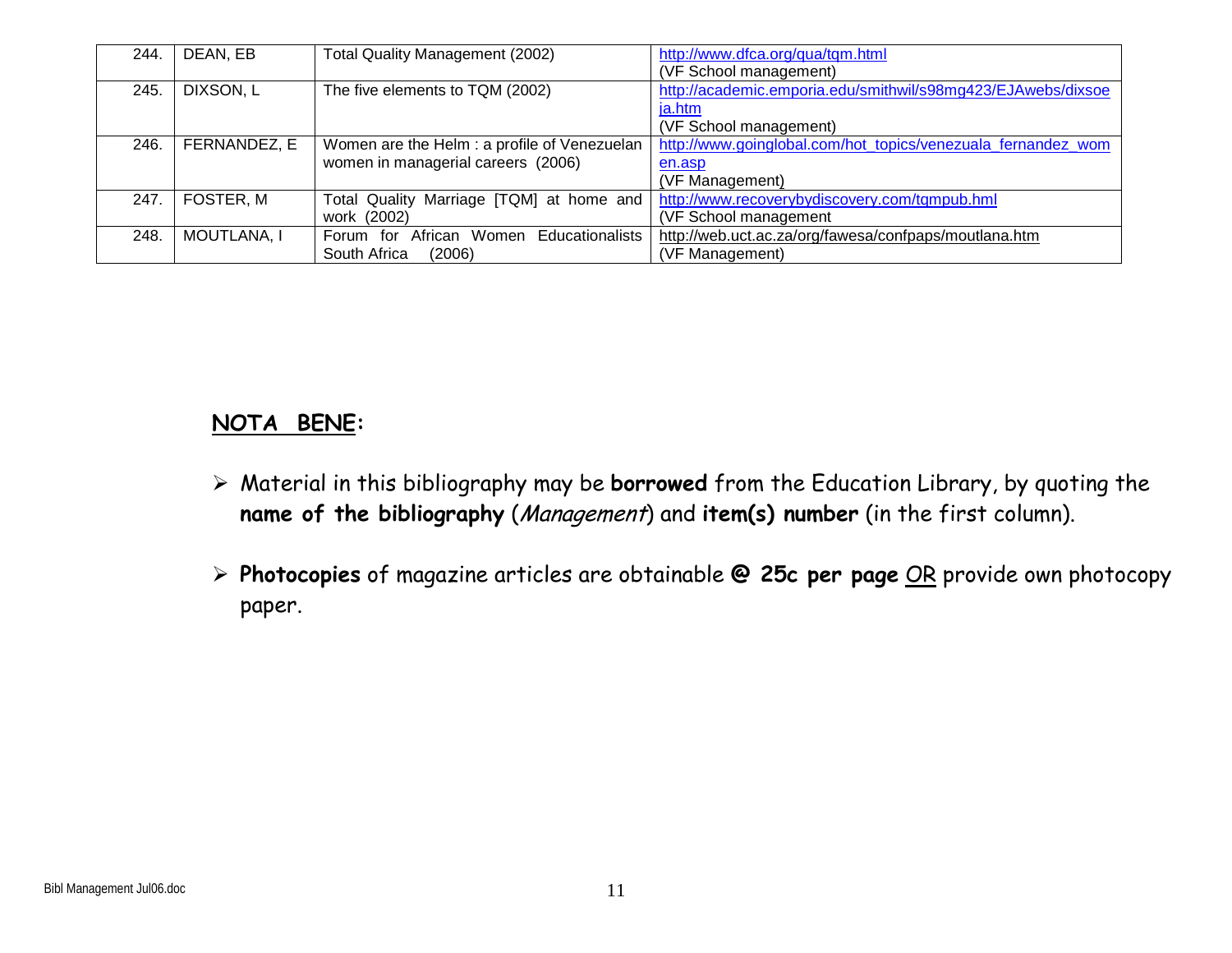| | | | |
|---|---|---|---|
| 244. | DEAN, EB | Total Quality Management (2002) | http://www.dfca.org/qua/tqm.html (VF School management) |
| 245. | DIXSON, L | The five elements to TQM (2002) | http://academic.emporia.edu/smithwil/s98mg423/EJAwebs/dixsoeja.htm (VF School management) |
| 246. | FERNANDEZ, E | Women are the Helm : a profile of Venezuelan women in managerial careers (2006) | http://www.goinglobal.com/hot_topics/venezuala_fernandez_women.asp (VF Management) |
| 247. | FOSTER, M | Total Quality Marriage [TQM] at home and work (2002) | http://www.recoverybydiscovery.com/tqmpub.hml (VF School management |
| 248. | MOUTLANA, I | Forum for African Women Educationalists South Africa (2006) | http://web.uct.ac.za/org/fawesa/confpaps/moutlana.htm (VF Management) |

## NOTA BENE:

- Material in this bibliography may be **borrowed** from the Education Library, by quoting the **name of the bibliography** (*Management*) and **item(s) number** (in the first column).
- **Photocopies** of magazine articles are obtainable **@ 25c per page** OR provide own photocopy paper.